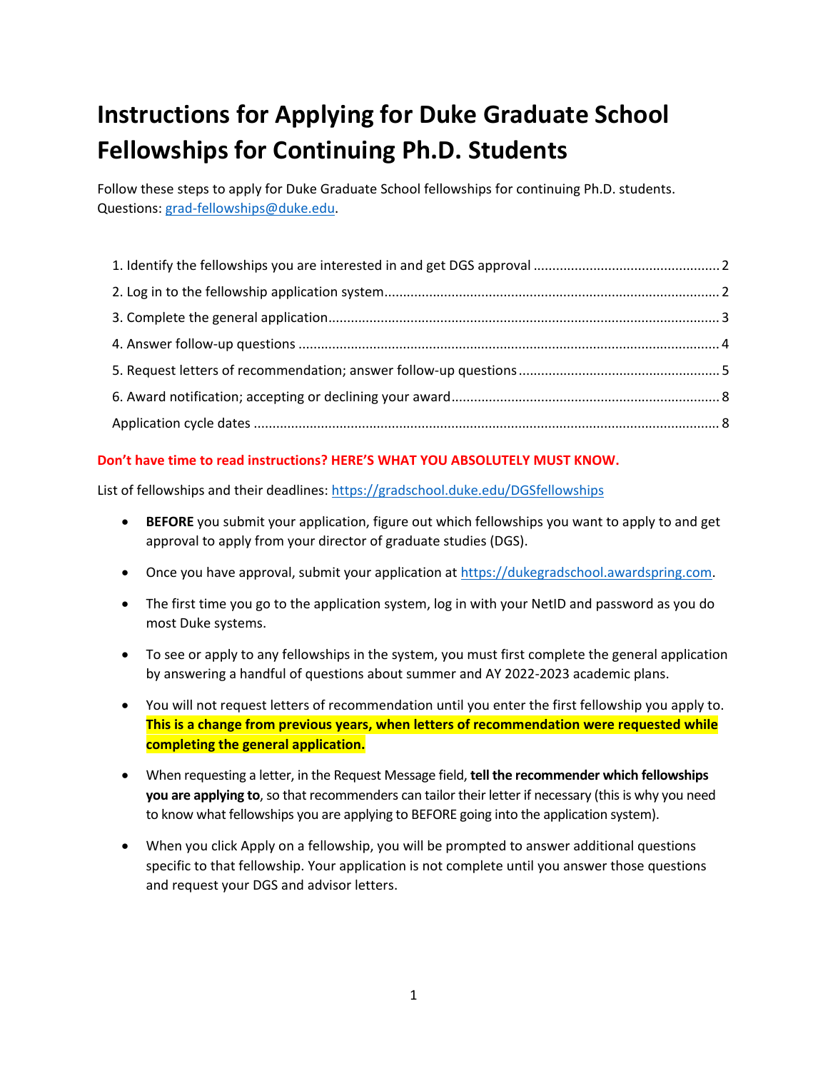# Instructions for Applying for Duke Graduate School Fellowships for Continuing Ph.D. Students

Follow these steps to apply for Duke Graduate School fellowships for continuing Ph.D. students. Questions: grad-fellowships@duke.edu.

1. Identify the fellowships you are interested in and get DGS approval ..... 2
2. Log in to the fellowship application system ..... 2
3. Complete the general application ..... 3
4. Answer follow-up questions ..... 4
5. Request letters of recommendation; answer follow-up questions ..... 5
6. Award notification; accepting or declining your award ..... 8

Application cycle dates ..... 8

**Don't have time to read instructions? HERE'S WHAT YOU ABSOLUTELY MUST KNOW.**

List of fellowships and their deadlines: https://gradschool.duke.edu/DGSfellowships

- **BEFORE** you submit your application, figure out which fellowships you want to apply to and get approval to apply from your director of graduate studies (DGS).
- Once you have approval, submit your application at https://dukegradschool.awardspring.com.
- The first time you go to the application system, log in with your NetID and password as you do most Duke systems.
- To see or apply to any fellowships in the system, you must first complete the general application by answering a handful of questions about summer and AY 2022-2023 academic plans.
- You will not request letters of recommendation until you enter the first fellowship you apply to. **This is a change from previous years, when letters of recommendation were requested while completing the general application.**
- When requesting a letter, in the Request Message field, **tell the recommender which fellowships you are applying to**, so that recommenders can tailor their letter if necessary (this is why you need to know what fellowships you are applying to BEFORE going into the application system).
- When you click Apply on a fellowship, you will be prompted to answer additional questions specific to that fellowship. Your application is not complete until you answer those questions and request your DGS and advisor letters.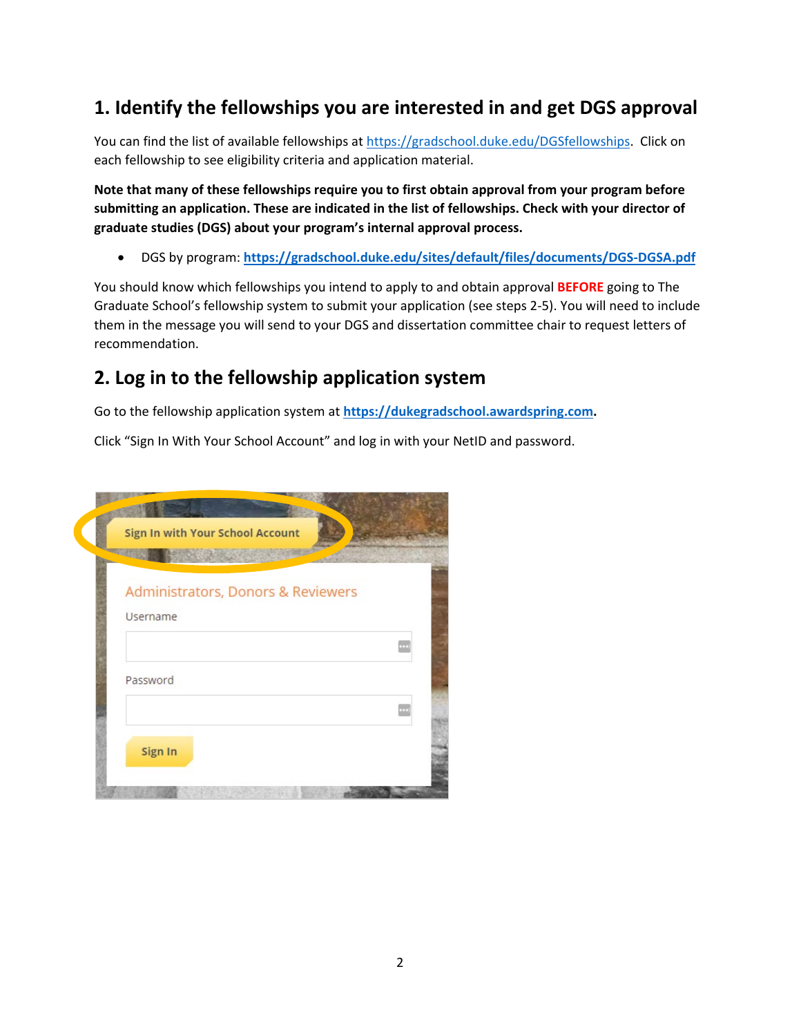## 1. Identify the fellowships you are interested in and get DGS approval

You can find the list of available fellowships at https://gradschool.duke.edu/DGSfellowships. Click on each fellowship to see eligibility criteria and application material.

**Note that many of these fellowships require you to first obtain approval from your program before submitting an application. These are indicated in the list of fellowships. Check with your director of graduate studies (DGS) about your program's internal approval process.**

- DGS by program: **https://gradschool.duke.edu/sites/default/files/documents/DGS-DGSA.pdf**

You should know which fellowships you intend to apply to and obtain approval **BEFORE** going to The Graduate School's fellowship system to submit your application (see steps 2-5). You will need to include them in the message you will send to your DGS and dissertation committee chair to request letters of recommendation.

## 2. Log in to the fellowship application system

Go to the fellowship application system at **https://dukegradschool.awardspring.com**.

Click "Sign In With Your School Account" and log in with your NetID and password.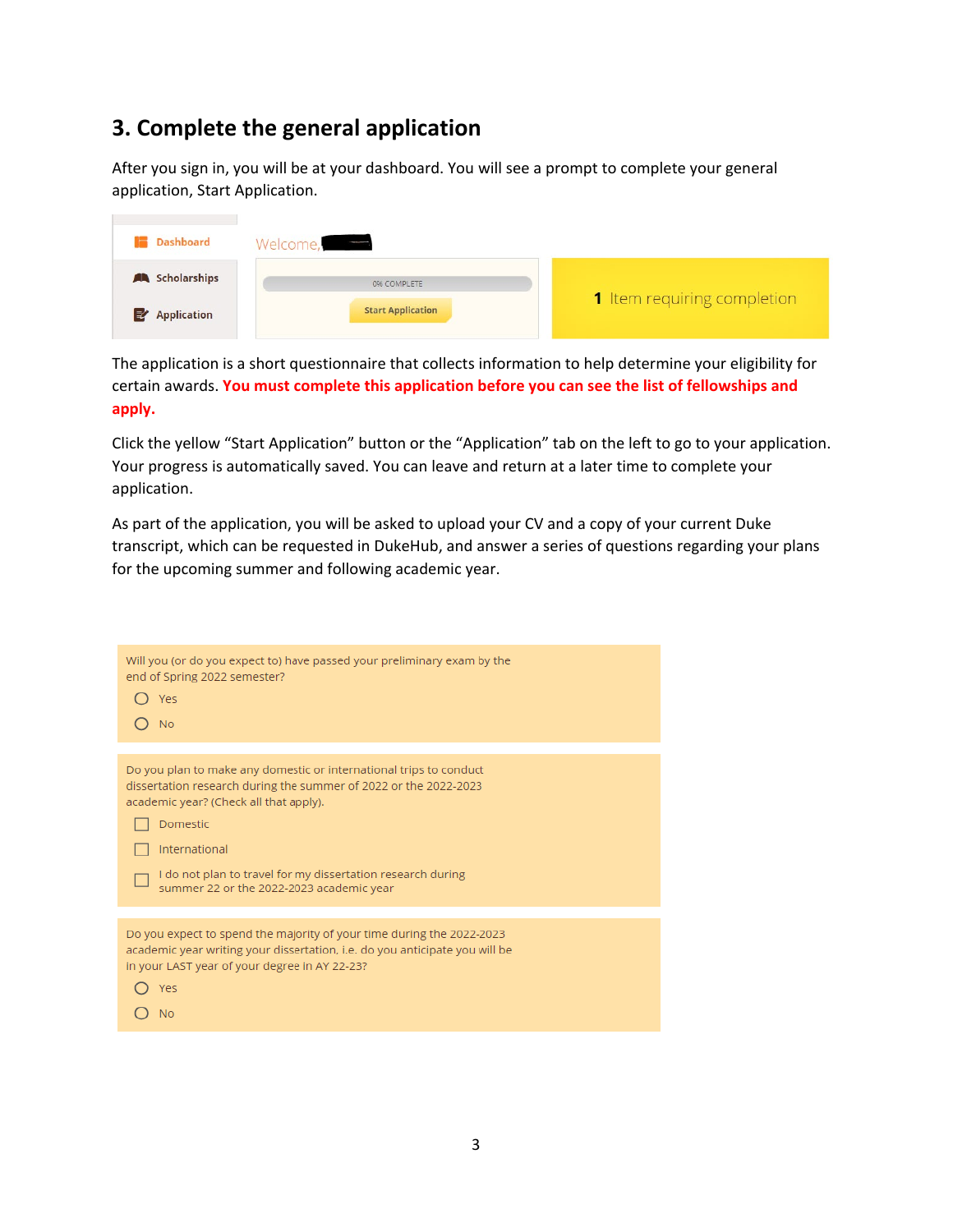## 3. Complete the general application

After you sign in, you will be at your dashboard. You will see a prompt to complete your general application, Start Application.

Dashboard

Scholarships

Application

Welcome,

0% COMPLETE

Start Application

**1** Item requiring completion

The application is a short questionnaire that collects information to help determine your eligibility for certain awards. **You must complete this application before you can see the list of fellowships and apply.**

Click the yellow "Start Application" button or the "Application" tab on the left to go to your application. Your progress is automatically saved. You can leave and return at a later time to complete your application.

As part of the application, you will be asked to upload your CV and a copy of your current Duke transcript, which can be requested in DukeHub, and answer a series of questions regarding your plans for the upcoming summer and following academic year.

Will you (or do you expect to) have passed your preliminary exam by the end of Spring 2022 semester?

- ○ Yes
- ○ No

Do you plan to make any domestic or international trips to conduct dissertation research during the summer of 2022 or the 2022-2023 academic year? (Check all that apply).

- ☐ Domestic
- ☐ International
- ☐ I do not plan to travel for my dissertation research during summer 22 or the 2022-2023 academic year

Do you expect to spend the majority of your time during the 2022-2023 academic year writing your dissertation, i.e. do you anticipate you will be in your LAST year of your degree in AY 22-23?

- ○ Yes
- ○ No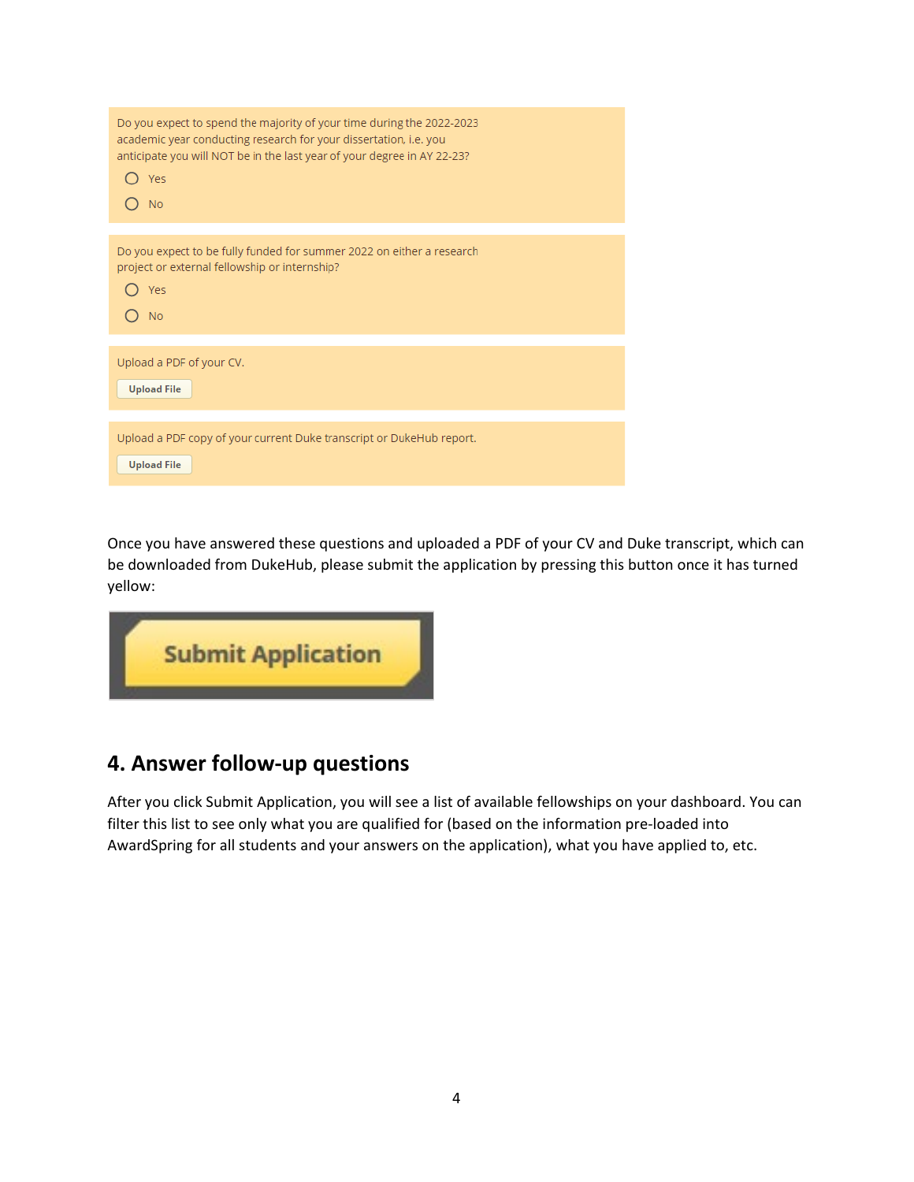Do you expect to spend the majority of your time during the 2022-2023 academic year conducting research for your dissertation, i.e. you anticipate you will NOT be in the last year of your degree in AY 22-23?

- Yes
- No

Do you expect to be fully funded for summer 2022 on either a research project or external fellowship or internship?

- Yes
- No

Upload a PDF of your CV.

Upload File

Upload a PDF copy of your current Duke transcript or DukeHub report.

Upload File

Once you have answered these questions and uploaded a PDF of your CV and Duke transcript, which can be downloaded from DukeHub, please submit the application by pressing this button once it has turned yellow:

Submit Application

## 4. Answer follow-up questions

After you click Submit Application, you will see a list of available fellowships on your dashboard. You can filter this list to see only what you are qualified for (based on the information pre-loaded into AwardSpring for all students and your answers on the application), what you have applied to, etc.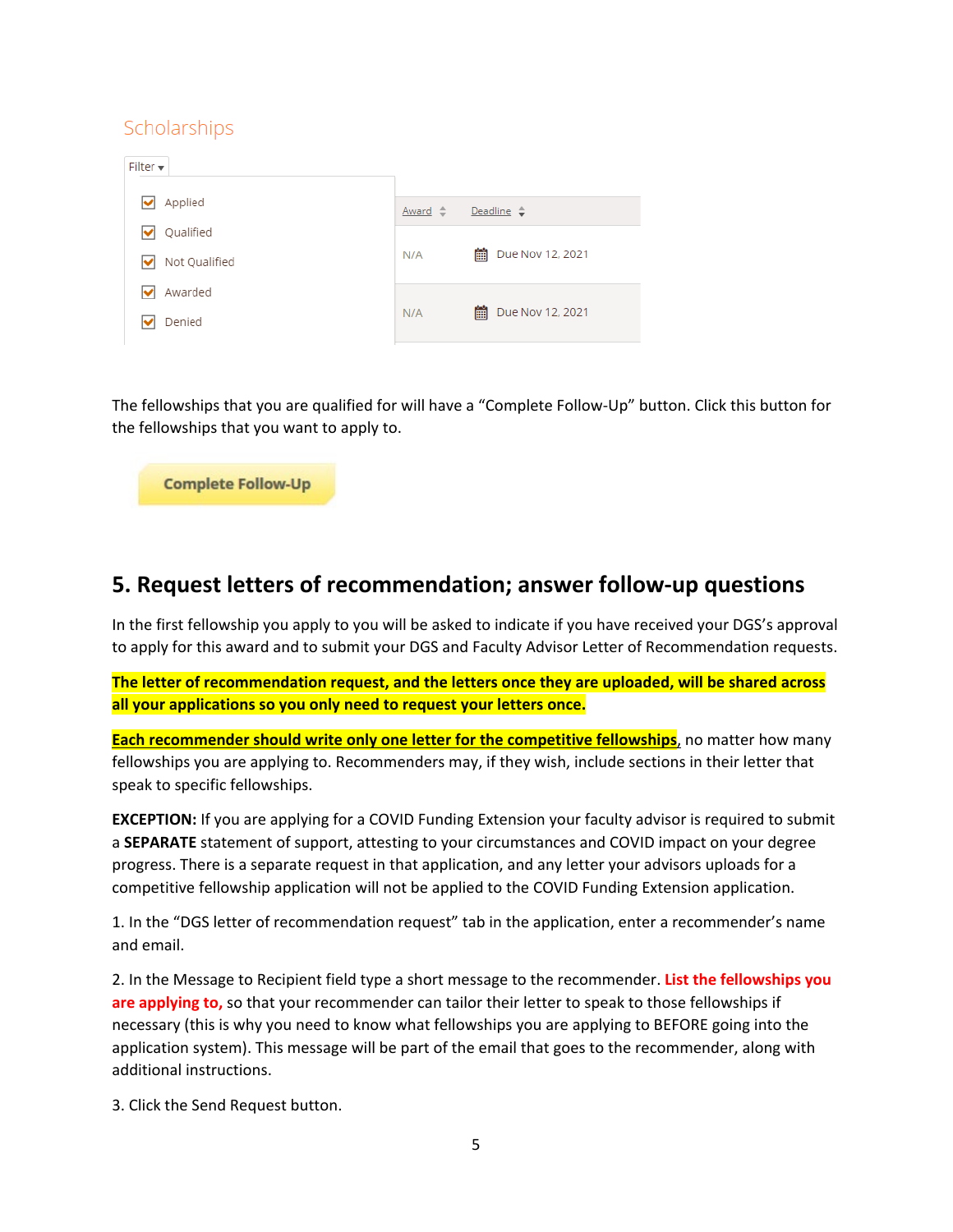Scholarships

Filter

- Applied
- Qualified
- Not Qualified
- Awarded
- Denied

| Award | Deadline |
| --- | --- |
| N/A | Due Nov 12, 2021 |
| N/A | Due Nov 12, 2021 |

The fellowships that you are qualified for will have a "Complete Follow-Up" button. Click this button for the fellowships that you want to apply to.

Complete Follow-Up

## 5. Request letters of recommendation; answer follow-up questions

In the first fellowship you apply to you will be asked to indicate if you have received your DGS's approval to apply for this award and to submit your DGS and Faculty Advisor Letter of Recommendation requests.

**The letter of recommendation request, and the letters once they are uploaded, will be shared across all your applications so you only need to request your letters once.**

**Each recommender should write only one letter for the competitive fellowships**, no matter how many fellowships you are applying to. Recommenders may, if they wish, include sections in their letter that speak to specific fellowships.

**EXCEPTION:** If you are applying for a COVID Funding Extension your faculty advisor is required to submit a **SEPARATE** statement of support, attesting to your circumstances and COVID impact on your degree progress. There is a separate request in that application, and any letter your advisors uploads for a competitive fellowship application will not be applied to the COVID Funding Extension application.

1. In the "DGS letter of recommendation request" tab in the application, enter a recommender's name and email.

2. In the Message to Recipient field type a short message to the recommender. **List the fellowships you are applying to,** so that your recommender can tailor their letter to speak to those fellowships if necessary (this is why you need to know what fellowships you are applying to BEFORE going into the application system). This message will be part of the email that goes to the recommender, along with additional instructions.

3. Click the Send Request button.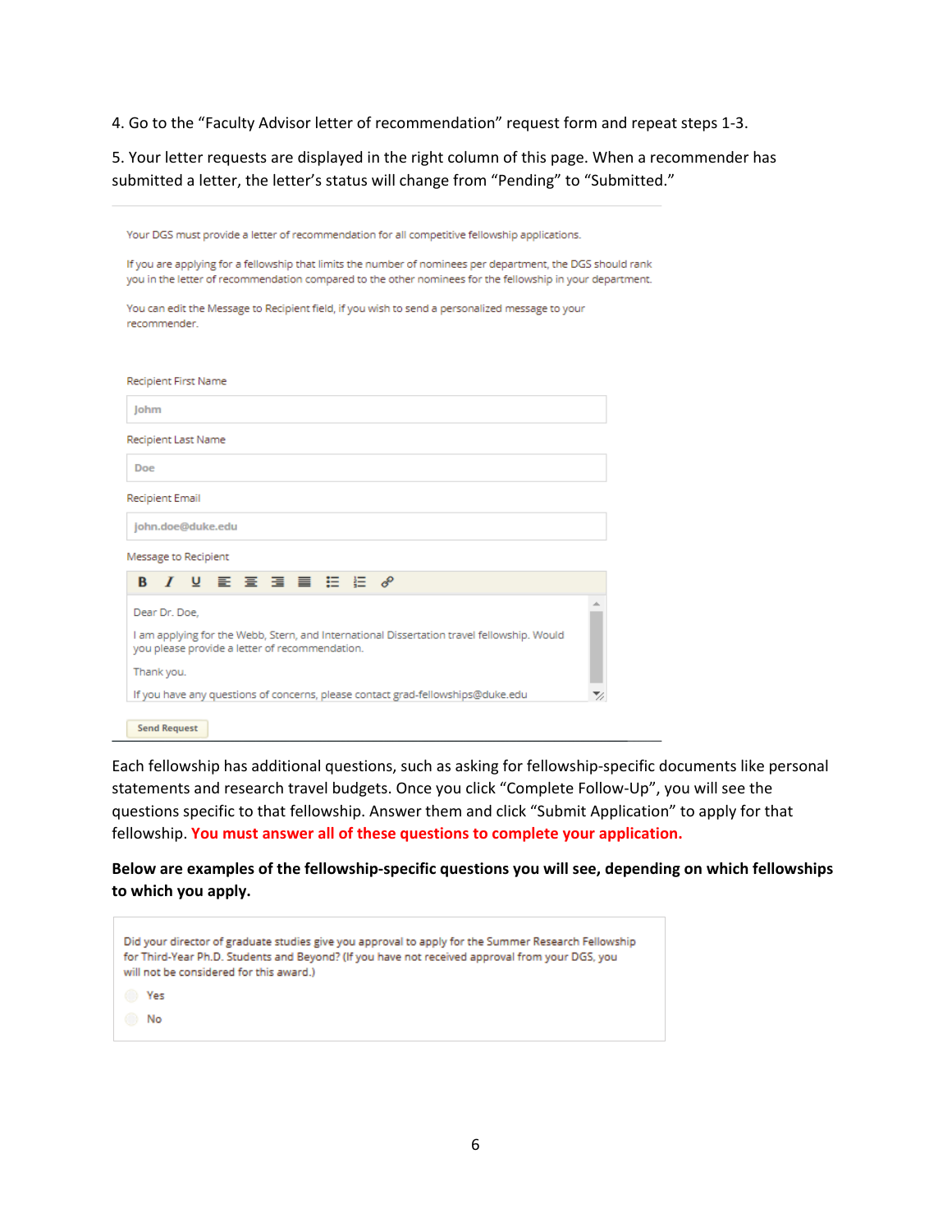4. Go to the "Faculty Advisor letter of recommendation" request form and repeat steps 1-3.

5. Your letter requests are displayed in the right column of this page. When a recommender has submitted a letter, the letter's status will change from "Pending" to "Submitted."

---

Your DGS must provide a letter of recommendation for all competitive fellowship applications.

If you are applying for a fellowship that limits the number of nominees per department, the DGS should rank you in the letter of recommendation compared to the other nominees for the fellowship in your department.

You can edit the Message to Recipient field, if you wish to send a personalized message to your recommender.

Recipient First Name

Johm

Recipient Last Name

Doe

Recipient Email

john.doe@duke.edu

Message to Recipient

Dear Dr. Doe,

I am applying for the Webb, Stern, and International Dissertation travel fellowship. Would you please provide a letter of recommendation.

Thank you.

If you have any questions of concerns, please contact grad-fellowships@duke.edu

Send Request

---

Each fellowship has additional questions, such as asking for fellowship-specific documents like personal statements and research travel budgets. Once you click "Complete Follow-Up", you will see the questions specific to that fellowship. Answer them and click "Submit Application" to apply for that fellowship. **You must answer all of these questions to complete your application.**

**Below are examples of the fellowship-specific questions you will see, depending on which fellowships to which you apply.**

Did your director of graduate studies give you approval to apply for the Summer Research Fellowship for Third-Year Ph.D. Students and Beyond? (If you have not received approval from your DGS, you will not be considered for this award.)

- Yes
- No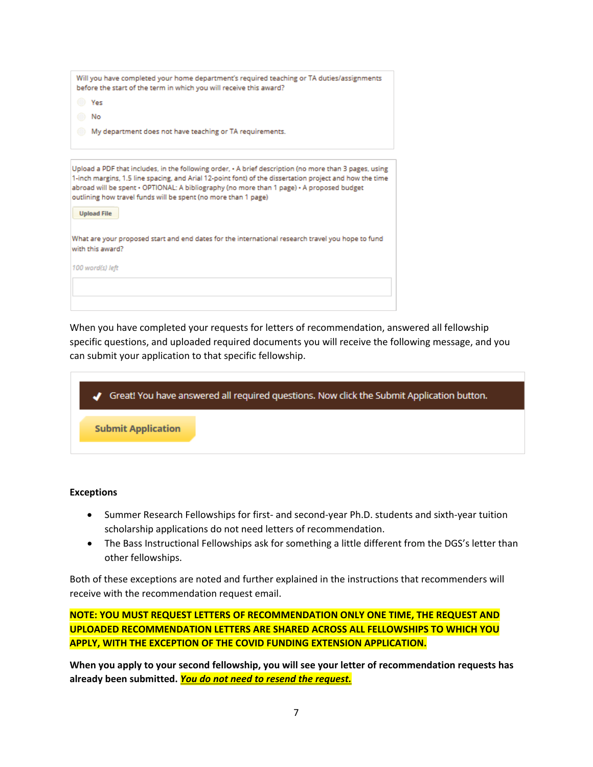Will you have completed your home department's required teaching or TA duties/assignments before the start of the term in which you will receive this award?

- Yes
- No
- My department does not have teaching or TA requirements.

Upload a PDF that includes, in the following order, • A brief description (no more than 3 pages, using 1-inch margins, 1.5 line spacing, and Arial 12-point font) of the dissertation project and how the time abroad will be spent • OPTIONAL: A bibliography (no more than 1 page) • A proposed budget outlining how travel funds will be spent (no more than 1 page)

Upload File

What are your proposed start and end dates for the international research travel you hope to fund with this award?

*100 word(s) left*

When you have completed your requests for letters of recommendation, answered all fellowship specific questions, and uploaded required documents you will receive the following message, and you can submit your application to that specific fellowship.

✔ Great! You have answered all required questions. Now click the Submit Application button.

**Submit Application**

**Exceptions**

- Summer Research Fellowships for first- and second-year Ph.D. students and sixth-year tuition scholarship applications do not need letters of recommendation.
- The Bass Instructional Fellowships ask for something a little different from the DGS's letter than other fellowships.

Both of these exceptions are noted and further explained in the instructions that recommenders will receive with the recommendation request email.

**NOTE: YOU MUST REQUEST LETTERS OF RECOMMENDATION ONLY ONE TIME, THE REQUEST AND UPLOADED RECOMMENDATION LETTERS ARE SHARED ACROSS ALL FELLOWSHIPS TO WHICH YOU APPLY, WITH THE EXCEPTION OF THE COVID FUNDING EXTENSION APPLICATION.**

**When you apply to your second fellowship, you will see your letter of recommendation requests has already been submitted.** ***You do not need to resend the request.***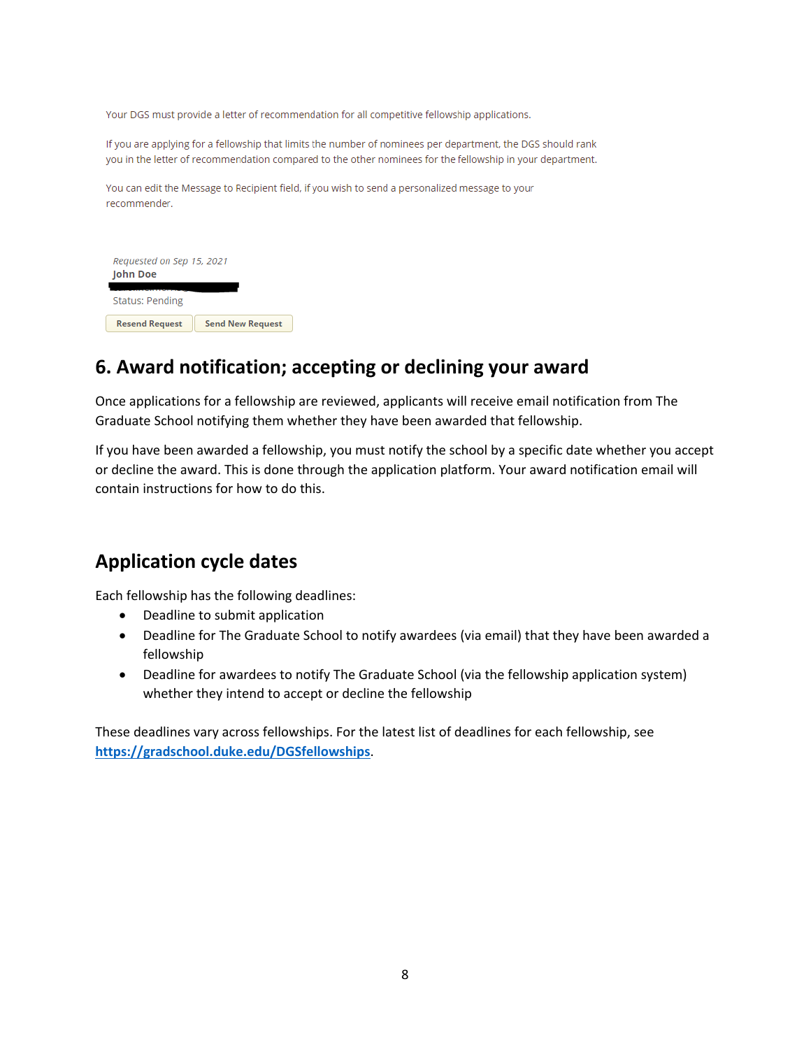Your DGS must provide a letter of recommendation for all competitive fellowship applications.

If you are applying for a fellowship that limits the number of nominees per department, the DGS should rank you in the letter of recommendation compared to the other nominees for the fellowship in your department.

You can edit the Message to Recipient field, if you wish to send a personalized message to your recommender.

*Requested on Sep 15, 2021*
**John Doe**

Status: Pending

Resend Request | Send New Request

## 6. Award notification; accepting or declining your award

Once applications for a fellowship are reviewed, applicants will receive email notification from The Graduate School notifying them whether they have been awarded that fellowship.

If you have been awarded a fellowship, you must notify the school by a specific date whether you accept or decline the award. This is done through the application platform. Your award notification email will contain instructions for how to do this.

## Application cycle dates

Each fellowship has the following deadlines:

- Deadline to submit application
- Deadline for The Graduate School to notify awardees (via email) that they have been awarded a fellowship
- Deadline for awardees to notify The Graduate School (via the fellowship application system) whether they intend to accept or decline the fellowship

These deadlines vary across fellowships. For the latest list of deadlines for each fellowship, see **https://gradschool.duke.edu/DGSfellowships**.